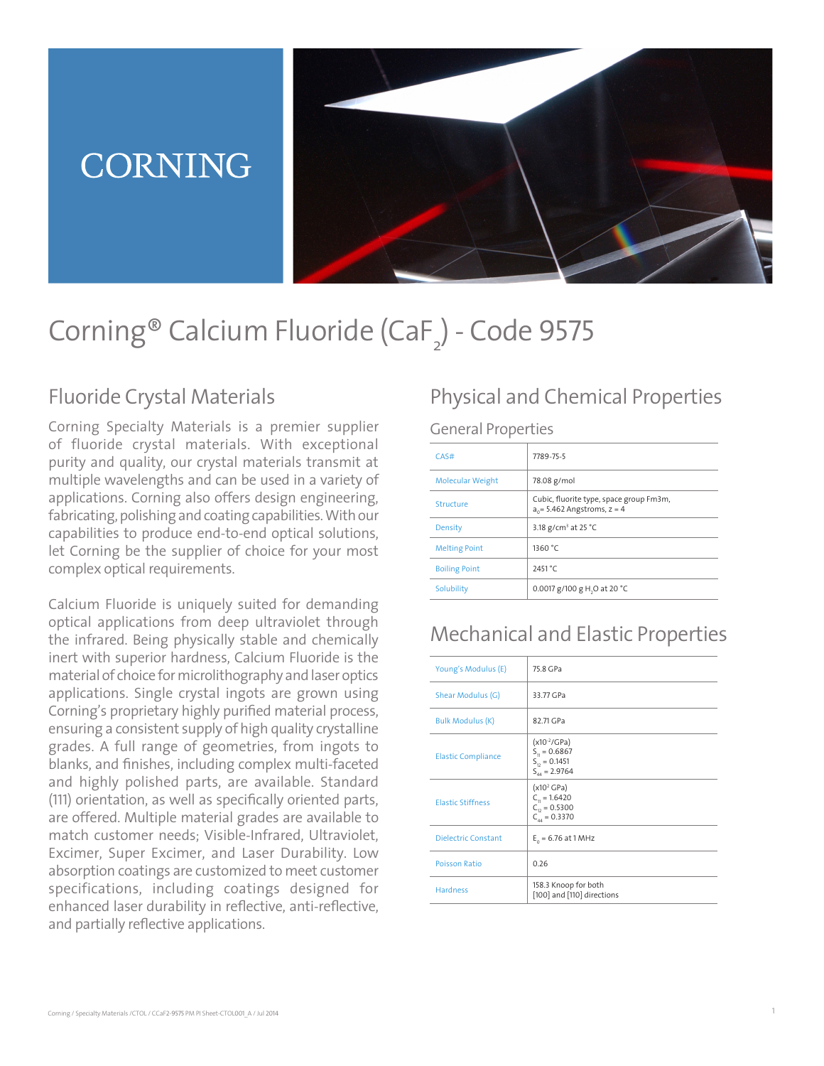CORNING

# Corning® Calcium Fluoride ($CaF_2$) - Code 9575

## Fluoride Crystal Materials

Corning Specialty Materials is a premier supplier of fluoride crystal materials. With exceptional purity and quality, our crystal materials transmit at multiple wavelengths and can be used in a variety of applications. Corning also offers design engineering, fabricating, polishing and coating capabilities. With our capabilities to produce end-to-end optical solutions, let Corning be the supplier of choice for your most complex optical requirements.

Calcium Fluoride is uniquely suited for demanding optical applications from deep ultraviolet through the infrared. Being physically stable and chemically inert with superior hardness, Calcium Fluoride is the material of choice for microlithography and laser optics applications. Single crystal ingots are grown using Corning's proprietary highly purified material process, ensuring a consistent supply of high quality crystalline grades. A full range of geometries, from ingots to blanks, and finishes, including complex multi-faceted and highly polished parts, are available. Standard (111) orientation, as well as specifically oriented parts, are offered. Multiple material grades are available to match customer needs; Visible-Infrared, Ultraviolet, Excimer, Super Excimer, and Laser Durability. Low absorption coatings are customized to meet customer specifications, including coatings designed for enhanced laser durability in reflective, anti-reflective, and partially reflective applications.

## Physical and Chemical Properties

### General Properties

| Property | Value |
|---|---|
| CAS# | 7789-75-5 |
| Molecular Weight | 78.08 g/mol |
| Structure | Cubic, fluorite type, space group Fm3m, $a_0$= 5.462 Angstroms, z = 4 |
| Density | 3.18 g/cm³ at 25 °C |
| Melting Point | 1360 °C |
| Boiling Point | 2451 °C |
| Solubility | 0.0017 g/100 g $H_2O$ at 20 °C |

## Mechanical and Elastic Properties

| Property | Value |
|---|---|
| Young's Modulus (E) | 75.8 GPa |
| Shear Modulus (G) | 33.77 GPa |
| Bulk Modulus (K) | 82.71 GPa |
| Elastic Compliance | ($\times 10^{-2}$/GPa)<br>$S_{11}$ = 0.6867<br>$S_{12}$ = 0.1451<br>$S_{44}$ = 2.9764 |
| Elastic Stiffness | ($\times 10^{2}$ GPa)<br>$C_{11}$ = 1.6420<br>$C_{12}$ = 0.5300<br>$C_{44}$ = 0.3370 |
| Dielectric Constant | $E_0$ = 6.76 at 1 MHz |
| Poisson Ratio | 0.26 |
| Hardness | 158.3 Knoop for both [100] and [110] directions |

Corning / Specialty Materials /CTOL / CCaF2-9575 PM PI Sheet-CTOL001_A / Jul 2014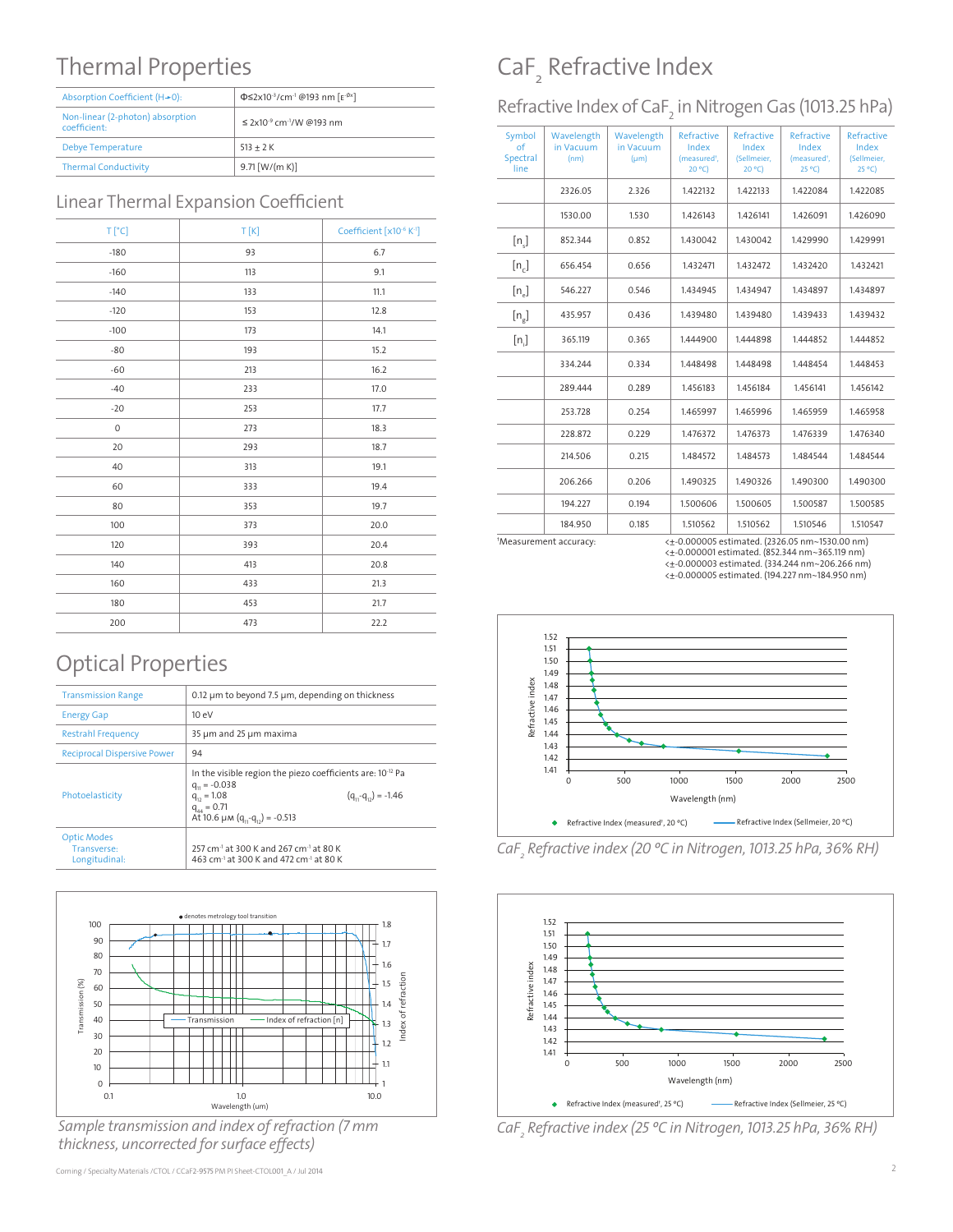# Thermal Properties

| Absorption Coefficient (H→0): | Φ≤2x10⁻³/cm⁻¹ @193 nm [ε^(-Φx)] |
|---|---|
| Non-linear (2-photon) absorption coefficient: | ≤ 2x10⁻⁹ cm⁻¹/W @193 nm |
| Debye Temperature | 513 ± 2 K |
| Thermal Conductivity | 9.71 [W/(m K)] |

## Linear Thermal Expansion Coefficient

| T [°C] | T [K] | Coefficient [$x10^{-6}$ $K^{-1}$] |
|---|---|---|
| -180 | 93 | 6.7 |
| -160 | 113 | 9.1 |
| -140 | 133 | 11.1 |
| -120 | 153 | 12.8 |
| -100 | 173 | 14.1 |
| -80 | 193 | 15.2 |
| -60 | 213 | 16.2 |
| -40 | 233 | 17.0 |
| -20 | 253 | 17.7 |
| 0 | 273 | 18.3 |
| 20 | 293 | 18.7 |
| 40 | 313 | 19.1 |
| 60 | 333 | 19.4 |
| 80 | 353 | 19.7 |
| 100 | 373 | 20.0 |
| 120 | 393 | 20.4 |
| 140 | 413 | 20.8 |
| 160 | 433 | 21.3 |
| 180 | 453 | 21.7 |
| 200 | 473 | 22.2 |

# Optical Properties

| Transmission Range | 0.12 µm to beyond 7.5 µm, depending on thickness |
|---|---|
| Energy Gap | 10 eV |
| Restrahl Frequency | 35 µm and 25 µm maxima |
| Reciprocal Dispersive Power | 94 |
| Photoelasticity | In the visible region the piezo coefficients are: $10^{-12}$ Pa<br>$q_{11}$ = -0.038<br>$q_{12}$ = 1.08 $(q_{11}-q_{12})$ = -1.46<br>$q_{44}$ = 0.71<br>At 10.6 µm $(q_{11}-q_{12})$ = -0.513 |
| Optic Modes<br>Transverse:<br>Longitudinal: | <br>257 cm⁻¹ at 300 K and 267 cm⁻¹ at 80 K<br>463 cm⁻¹ at 300 K and 472 cm⁻¹ at 80 K |

*Sample transmission and index of refraction (7 mm thickness, uncorrected for surface effects)*

# $CaF_2$ Refractive Index

## Refractive Index of $CaF_2$ in Nitrogen Gas (1013.25 hPa)

| Symbol of Spectral line | Wavelength in Vacuum (nm) | Wavelength in Vacuum (µm) | Refractive Index (measured[1], 20 °C) | Refractive Index (Sellmeier, 20 °C) | Refractive Index (measured[1], 25 °C) | Refractive Index (Sellmeier, 25 °C) |
|---|---|---|---|---|---|---|
| | 2326.05 | 2.326 | 1.422132 | 1.422133 | 1.422084 | 1.422085 |
| | 1530.00 | 1.530 | 1.426143 | 1.426141 | 1.426091 | 1.426090 |
| [$n_s$] | 852.344 | 0.852 | 1.430042 | 1.430042 | 1.429990 | 1.429991 |
| [$n_c$] | 656.454 | 0.656 | 1.432471 | 1.432472 | 1.432420 | 1.432421 |
| [$n_e$] | 546.227 | 0.546 | 1.434945 | 1.434947 | 1.434897 | 1.434897 |
| [$n_g$] | 435.957 | 0.436 | 1.439480 | 1.439480 | 1.439433 | 1.439432 |
| [$n_i$] | 365.119 | 0.365 | 1.444900 | 1.444898 | 1.444852 | 1.444852 |
| | 334.244 | 0.334 | 1.448498 | 1.448498 | 1.448454 | 1.448453 |
| | 289.444 | 0.289 | 1.456183 | 1.456184 | 1.456141 | 1.456142 |
| | 253.728 | 0.254 | 1.465997 | 1.465996 | 1.465959 | 1.465958 |
| | 228.872 | 0.229 | 1.476372 | 1.476373 | 1.476339 | 1.476340 |
| | 214.506 | 0.215 | 1.484572 | 1.484573 | 1.484544 | 1.484544 |
| | 206.266 | 0.206 | 1.490325 | 1.490326 | 1.490300 | 1.490300 |
| | 194.227 | 0.194 | 1.500606 | 1.500605 | 1.500587 | 1.500585 |
| | 184.950 | 0.185 | 1.510562 | 1.510562 | 1.510546 | 1.510547 |

[1]Measurement accuracy:
<±0.000005 estimated. (2326.05 nm~1530.00 nm)
<±0.000001 estimated. (852.344 nm~365.119 nm)
<±0.000003 estimated. (334.244 nm~206.266 nm)
<±0.000005 estimated. (194.227 nm~184.950 nm)

*$CaF_2$ Refractive index (20 °C in Nitrogen, 1013.25 hPa, 36% RH)*

*$CaF_2$ Refractive index (25 °C in Nitrogen, 1013.25 hPa, 36% RH)*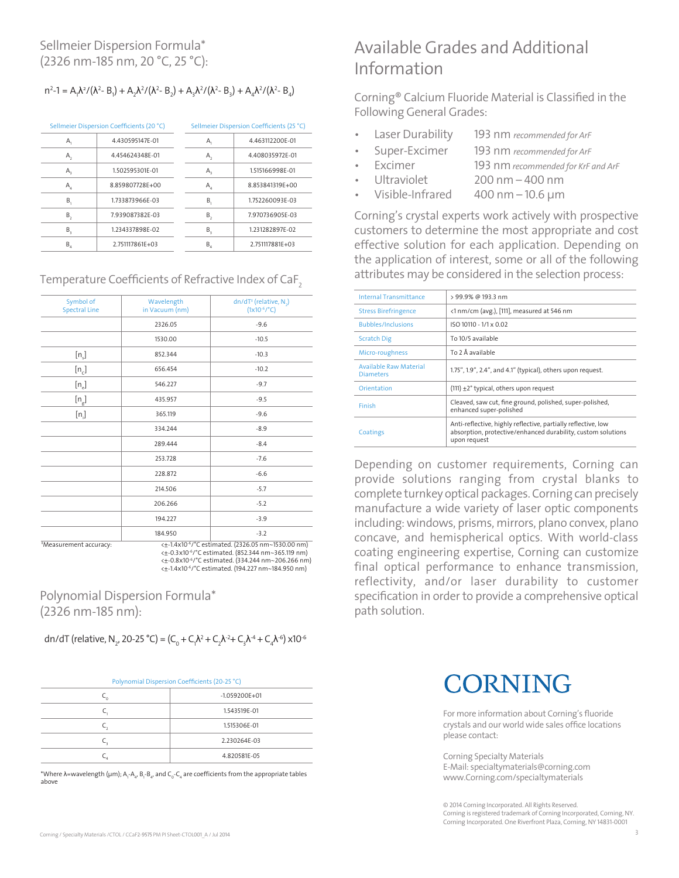## Sellmeier Dispersion Formula* (2326 nm-185 nm, 20 °C, 25 °C):

$$n^2-1 = A_1\lambda^2/(\lambda^2-B_1) + A_2\lambda^2/(\lambda^2-B_2) + A_3\lambda^2/(\lambda^2-B_3) + A_4\lambda^2/(\lambda^2-B_4)$$

| Sellmeier Dispersion Coefficients (20 °C) | |
|---|---|
| $A_1$ | 4.430595147E-01 |
| $A_2$ | 4.454624348E-01 |
| $A_3$ | 1.502595301E-01 |
| $A_4$ | 8.859807728E+00 |
| $B_1$ | 1.733873966E-03 |
| $B_2$ | 7.939087382E-03 |
| $B_3$ | 1.234337898E-02 |
| $B_4$ | 2.751117861E+03 |

| Sellmeier Dispersion Coefficients (25 °C) | |
|---|---|
| $A_1$ | 4.463112200E-01 |
| $A_2$ | 4.408035972E-01 |
| $A_3$ | 1.515166998E-01 |
| $A_4$ | 8.853841319E+00 |
| $B_1$ | 1.752260093E-03 |
| $B_2$ | 7.970736905E-03 |
| $B_3$ | 1.231282897E-02 |
| $B_4$ | 2.751117881E+03 |

## Temperature Coefficients of Refractive Index of $CaF_2$

| Symbol of Spectral Line | Wavelength in Vacuum (nm) | dn/dT[1] (relative, $N_2$) ($1\times10^{-6}$/°C) |
|---|---|---|
| | 2326.05 | -9.6 |
| | 1530.00 | -10.5 |
| [$n_s$] | 852.344 | -10.3 |
| [$n_c$] | 656.454 | -10.2 |
| [$n_e$] | 546.227 | -9.7 |
| [$n_g$] | 435.957 | -9.5 |
| [$n_i$] | 365.119 | -9.6 |
| | 334.244 | -8.9 |
| | 289.444 | -8.4 |
| | 253.728 | -7.6 |
| | 228.872 | -6.6 |
| | 214.506 | -5.7 |
| | 206.266 | -5.2 |
| | 194.227 | -3.9 |
| | 184.950 | -3.2 |

[1]Measurement accuracy:
<±-1.4x10⁻⁶/°C estimated. (2326.05 nm~1530.00 nm)
<±-0.3x10⁻⁶/°C estimated. (852.344 nm~365.119 nm)
<±-0.8x10⁻⁶/°C estimated. (334.244 nm~206.266 nm)
<±-1.4x10⁻⁶/°C estimated. (194.227 nm~184.950 nm)

## Polynomial Dispersion Formula* (2326 nm-185 nm):

$$dn/dT \text{ (relative, } N_2\text{, 20-25 °C)} = (C_0 + C_1\lambda^2 + C_2\lambda^{-2} + C_3\lambda^{-4} + C_4\lambda^{-6}) \times 10^{-6}$$

| Polynomial Dispersion Coefficients (20-25 °C) | |
|---|---|
| $C_0$ | -1.059200E+01 |
| $C_1$ | 1.543519E-01 |
| $C_2$ | 1.515306E-01 |
| $C_3$ | 2.230264E-03 |
| $C_4$ | 4.820581E-05 |

*Where λ=wavelength (µm); $A_1$-$A_4$, $B_1$-$B_4$, and $C_0$-$C_4$ are coefficients from the appropriate tables above

# Available Grades and Additional Information

## Corning® Calcium Fluoride Material is Classified in the Following General Grades:

- Laser Durability — 193 nm *recommended for ArF*
- Super-Excimer — 193 nm *recommended for ArF*
- Excimer — 193 nm *recommended for KrF and ArF*
- Ultraviolet — 200 nm – 400 nm
- Visible-Infrared — 400 nm – 10.6 µm

Corning's crystal experts work actively with prospective customers to determine the most appropriate and cost effective solution for each application. Depending on the application of interest, some or all of the following attributes may be considered in the selection process:

| | |
|---|---|
| Internal Transmittance | > 99.9% @ 193.3 nm |
| Stress Birefringence | <1 nm/cm (avg.), [111], measured at 546 nm |
| Bubbles/Inclusions | ISO 10110 - 1/1 x 0.02 |
| Scratch Dig | To 10/5 available |
| Micro-roughness | To 2 Å available |
| Available Raw Material Diameters | 1.75", 1.9", 2.4", and 4.1" (typical), others upon request. |
| Orientation | (111) ±2° typical, others upon request |
| Finish | Cleaved, saw cut, fine ground, polished, super-polished, enhanced super-polished |
| Coatings | Anti-reflective, highly reflective, partially reflective, low absorption, protective/enhanced durability, custom solutions upon request |

Depending on customer requirements, Corning can provide solutions ranging from crystal blanks to complete turnkey optical packages. Corning can precisely manufacture a wide variety of laser optic components including: windows, prisms, mirrors, plano convex, plano concave, and hemispherical optics. With world-class coating engineering expertise, Corning can customize final optical performance to enhance transmission, reflectivity, and/or laser durability to customer specification in order to provide a comprehensive optical path solution.

**CORNING**

For more information about Corning's fluoride crystals and our world wide sales office locations please contact:

Corning Specialty Materials
E-Mail: specialtymaterials@corning.com
www.Corning.com/specialtymaterials

© 2014 Corning Incorporated. All Rights Reserved.
Corning is registered trademark of Corning Incorporated, Corning, NY.
Corning Incorporated. One Riverfront Plaza, Corning, NY 14831-0001